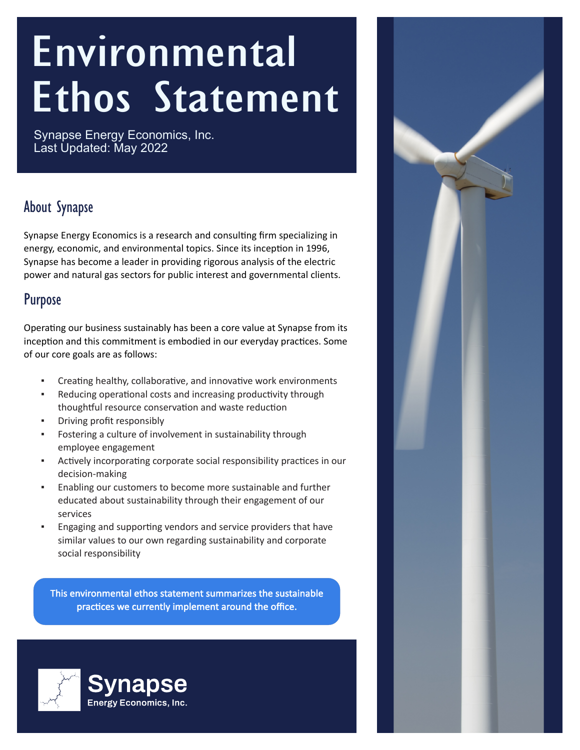# Environmental Ethos Statement

Synapse Energy Economics, Inc.
Last Updated: May 2022

## About Synapse

Synapse Energy Economics is a research and consulting firm specializing in energy, economic, and environmental topics. Since its inception in 1996, Synapse has become a leader in providing rigorous analysis of the electric power and natural gas sectors for public interest and governmental clients.

## Purpose

Operating our business sustainably has been a core value at Synapse from its inception and this commitment is embodied in our everyday practices. Some of our core goals are as follows:

- Creating healthy, collaborative, and innovative work environments
- Reducing operational costs and increasing productivity through thoughtful resource conservation and waste reduction
- Driving profit responsibly
- Fostering a culture of involvement in sustainability through employee engagement
- Actively incorporating corporate social responsibility practices in our decision-making
- Enabling our customers to become more sustainable and further educated about sustainability through their engagement of our services
- Engaging and supporting vendors and service providers that have similar values to our own regarding sustainability and corporate social responsibility

**This environmental ethos statement summarizes the sustainable practices we currently implement around the office.**

Synapse
Energy Economics, Inc.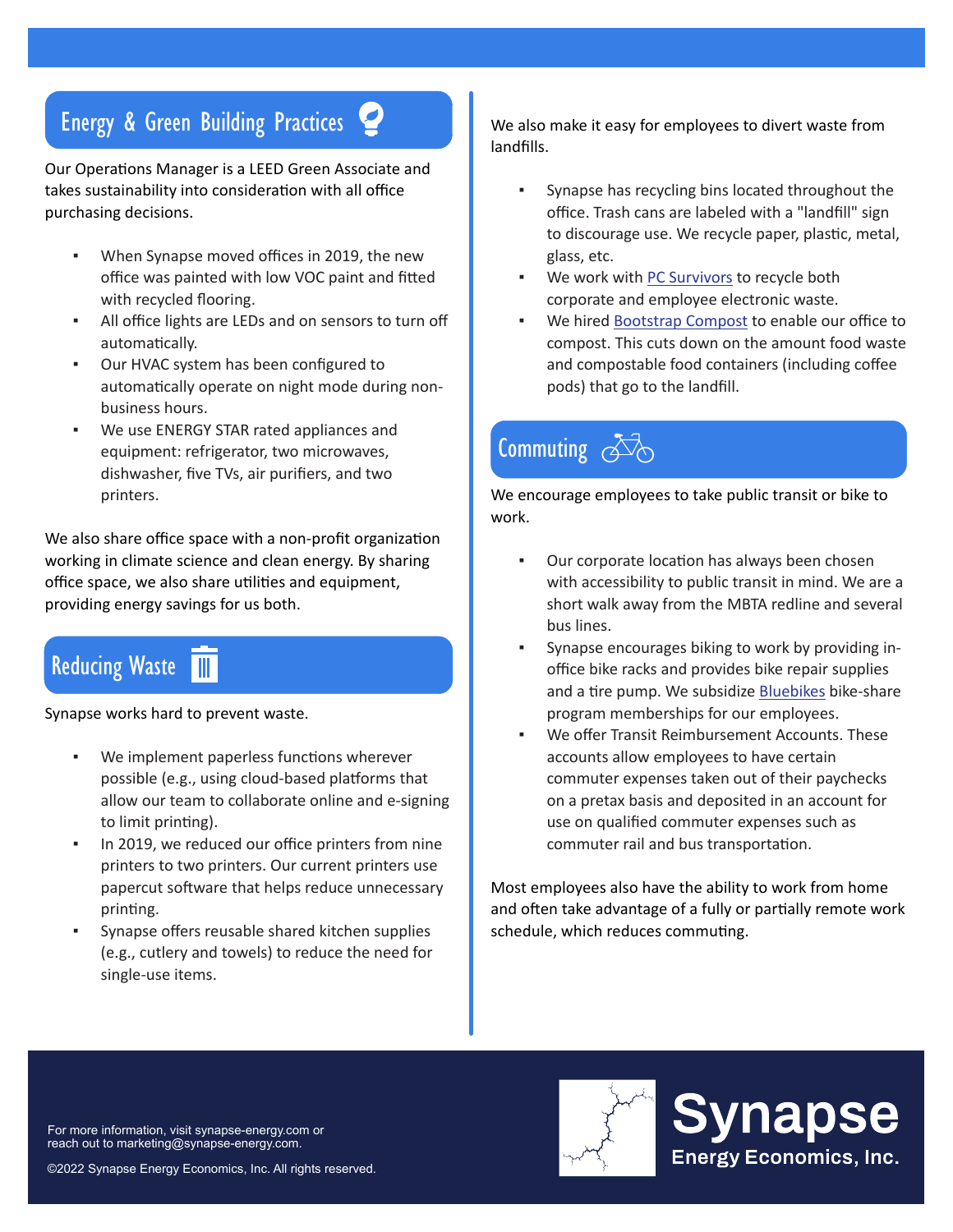## Energy & Green Building Practices

Our Operations Manager is a LEED Green Associate and takes sustainability into consideration with all office purchasing decisions.

- When Synapse moved offices in 2019, the new office was painted with low VOC paint and fitted with recycled flooring.
- All office lights are LEDs and on sensors to turn off automatically.
- Our HVAC system has been configured to automatically operate on night mode during non-business hours.
- We use ENERGY STAR rated appliances and equipment: refrigerator, two microwaves, dishwasher, five TVs, air purifiers, and two printers.

We also share office space with a non-profit organization working in climate science and clean energy. By sharing office space, we also share utilities and equipment, providing energy savings for us both.

## Reducing Waste

Synapse works hard to prevent waste.

- We implement paperless functions wherever possible (e.g., using cloud-based platforms that allow our team to collaborate online and e-signing to limit printing).
- In 2019, we reduced our office printers from nine printers to two printers. Our current printers use papercut software that helps reduce unnecessary printing.
- Synapse offers reusable shared kitchen supplies (e.g., cutlery and towels) to reduce the need for single-use items.

We also make it easy for employees to divert waste from landfills.

- Synapse has recycling bins located throughout the office. Trash cans are labeled with a "landfill" sign to discourage use. We recycle paper, plastic, metal, glass, etc.
- We work with PC Survivors to recycle both corporate and employee electronic waste.
- We hired Bootstrap Compost to enable our office to compost. This cuts down on the amount food waste and compostable food containers (including coffee pods) that go to the landfill.

## Commuting

We encourage employees to take public transit or bike to work.

- Our corporate location has always been chosen with accessibility to public transit in mind. We are a short walk away from the MBTA redline and several bus lines.
- Synapse encourages biking to work by providing in-office bike racks and provides bike repair supplies and a tire pump. We subsidize Bluebikes bike-share program memberships for our employees.
- We offer Transit Reimbursement Accounts. These accounts allow employees to have certain commuter expenses taken out of their paychecks on a pretax basis and deposited in an account for use on qualified commuter expenses such as commuter rail and bus transportation.

Most employees also have the ability to work from home and often take advantage of a fully or partially remote work schedule, which reduces commuting.

For more information, visit synapse-energy.com or reach out to marketing@synapse-energy.com.

©2022 Synapse Energy Economics, Inc. All rights reserved.

**Synapse**
Energy Economics, Inc.